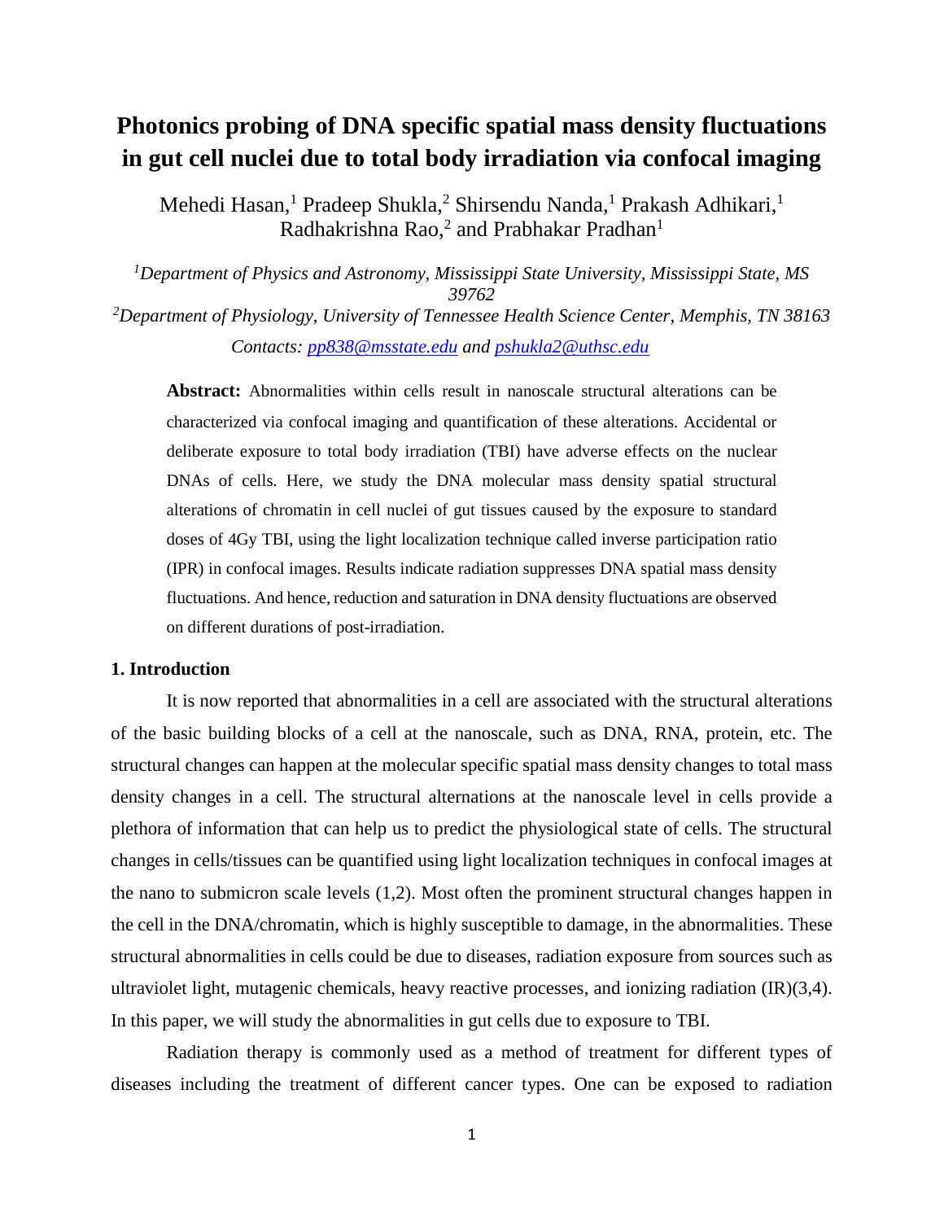# Photonics probing of DNA specific spatial mass density fluctuations in gut cell nuclei due to total body irradiation via confocal imaging

Mehedi Hasan,[1] Pradeep Shukla,[2] Shirsendu Nanda,[1] Prakash Adhikari,[1] Radhakrishna Rao,[2] and Prabhakar Pradhan[1]

[1] *Department of Physics and Astronomy, Mississippi State University, Mississippi State, MS 39762*

[2] *Department of Physiology, University of Tennessee Health Science Center, Memphis, TN 38163*

*Contacts: pp838@msstate.edu and pshukla2@uthsc.edu*

**Abstract:** Abnormalities within cells result in nanoscale structural alterations can be characterized via confocal imaging and quantification of these alterations. Accidental or deliberate exposure to total body irradiation (TBI) have adverse effects on the nuclear DNAs of cells. Here, we study the DNA molecular mass density spatial structural alterations of chromatin in cell nuclei of gut tissues caused by the exposure to standard doses of 4Gy TBI, using the light localization technique called inverse participation ratio (IPR) in confocal images. Results indicate radiation suppresses DNA spatial mass density fluctuations. And hence, reduction and saturation in DNA density fluctuations are observed on different durations of post-irradiation.

## 1. Introduction

It is now reported that abnormalities in a cell are associated with the structural alterations of the basic building blocks of a cell at the nanoscale, such as DNA, RNA, protein, etc. The structural changes can happen at the molecular specific spatial mass density changes to total mass density changes in a cell. The structural alternations at the nanoscale level in cells provide a plethora of information that can help us to predict the physiological state of cells. The structural changes in cells/tissues can be quantified using light localization techniques in confocal images at the nano to submicron scale levels (1,2). Most often the prominent structural changes happen in the cell in the DNA/chromatin, which is highly susceptible to damage, in the abnormalities. These structural abnormalities in cells could be due to diseases, radiation exposure from sources such as ultraviolet light, mutagenic chemicals, heavy reactive processes, and ionizing radiation (IR)(3,4). In this paper, we will study the abnormalities in gut cells due to exposure to TBI.

Radiation therapy is commonly used as a method of treatment for different types of diseases including the treatment of different cancer types. One can be exposed to radiation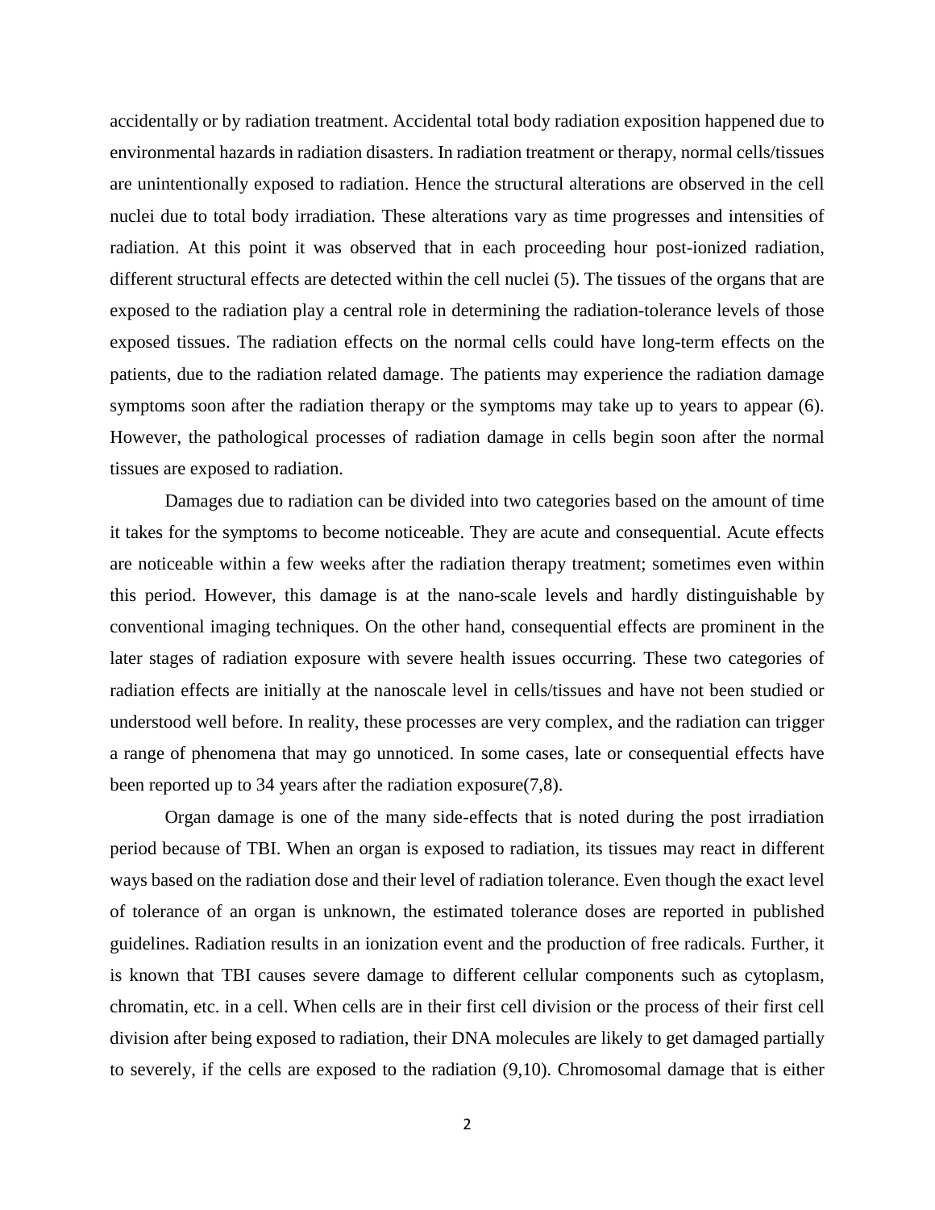accidentally or by radiation treatment. Accidental total body radiation exposition happened due to environmental hazards in radiation disasters. In radiation treatment or therapy, normal cells/tissues are unintentionally exposed to radiation. Hence the structural alterations are observed in the cell nuclei due to total body irradiation. These alterations vary as time progresses and intensities of radiation. At this point it was observed that in each proceeding hour post-ionized radiation, different structural effects are detected within the cell nuclei (5). The tissues of the organs that are exposed to the radiation play a central role in determining the radiation-tolerance levels of those exposed tissues. The radiation effects on the normal cells could have long-term effects on the patients, due to the radiation related damage. The patients may experience the radiation damage symptoms soon after the radiation therapy or the symptoms may take up to years to appear (6). However, the pathological processes of radiation damage in cells begin soon after the normal tissues are exposed to radiation.

Damages due to radiation can be divided into two categories based on the amount of time it takes for the symptoms to become noticeable. They are acute and consequential. Acute effects are noticeable within a few weeks after the radiation therapy treatment; sometimes even within this period. However, this damage is at the nano-scale levels and hardly distinguishable by conventional imaging techniques. On the other hand, consequential effects are prominent in the later stages of radiation exposure with severe health issues occurring. These two categories of radiation effects are initially at the nanoscale level in cells/tissues and have not been studied or understood well before. In reality, these processes are very complex, and the radiation can trigger a range of phenomena that may go unnoticed. In some cases, late or consequential effects have been reported up to 34 years after the radiation exposure(7,8).

Organ damage is one of the many side-effects that is noted during the post irradiation period because of TBI. When an organ is exposed to radiation, its tissues may react in different ways based on the radiation dose and their level of radiation tolerance. Even though the exact level of tolerance of an organ is unknown, the estimated tolerance doses are reported in published guidelines. Radiation results in an ionization event and the production of free radicals. Further, it is known that TBI causes severe damage to different cellular components such as cytoplasm, chromatin, etc. in a cell. When cells are in their first cell division or the process of their first cell division after being exposed to radiation, their DNA molecules are likely to get damaged partially to severely, if the cells are exposed to the radiation (9,10). Chromosomal damage that is either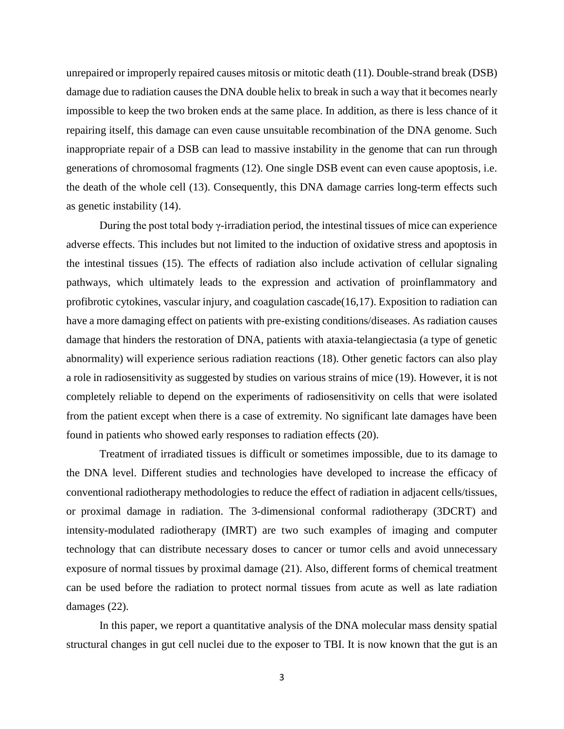unrepaired or improperly repaired causes mitosis or mitotic death (11). Double-strand break (DSB) damage due to radiation causes the DNA double helix to break in such a way that it becomes nearly impossible to keep the two broken ends at the same place. In addition, as there is less chance of it repairing itself, this damage can even cause unsuitable recombination of the DNA genome. Such inappropriate repair of a DSB can lead to massive instability in the genome that can run through generations of chromosomal fragments (12). One single DSB event can even cause apoptosis, i.e. the death of the whole cell (13). Consequently, this DNA damage carries long-term effects such as genetic instability (14).

During the post total body γ-irradiation period, the intestinal tissues of mice can experience adverse effects. This includes but not limited to the induction of oxidative stress and apoptosis in the intestinal tissues (15). The effects of radiation also include activation of cellular signaling pathways, which ultimately leads to the expression and activation of proinflammatory and profibrotic cytokines, vascular injury, and coagulation cascade(16,17). Exposition to radiation can have a more damaging effect on patients with pre-existing conditions/diseases. As radiation causes damage that hinders the restoration of DNA, patients with ataxia-telangiectasia (a type of genetic abnormality) will experience serious radiation reactions (18). Other genetic factors can also play a role in radiosensitivity as suggested by studies on various strains of mice (19). However, it is not completely reliable to depend on the experiments of radiosensitivity on cells that were isolated from the patient except when there is a case of extremity. No significant late damages have been found in patients who showed early responses to radiation effects (20).

Treatment of irradiated tissues is difficult or sometimes impossible, due to its damage to the DNA level. Different studies and technologies have developed to increase the efficacy of conventional radiotherapy methodologies to reduce the effect of radiation in adjacent cells/tissues, or proximal damage in radiation. The 3-dimensional conformal radiotherapy (3DCRT) and intensity-modulated radiotherapy (IMRT) are two such examples of imaging and computer technology that can distribute necessary doses to cancer or tumor cells and avoid unnecessary exposure of normal tissues by proximal damage (21). Also, different forms of chemical treatment can be used before the radiation to protect normal tissues from acute as well as late radiation damages (22).

In this paper, we report a quantitative analysis of the DNA molecular mass density spatial structural changes in gut cell nuclei due to the exposer to TBI. It is now known that the gut is an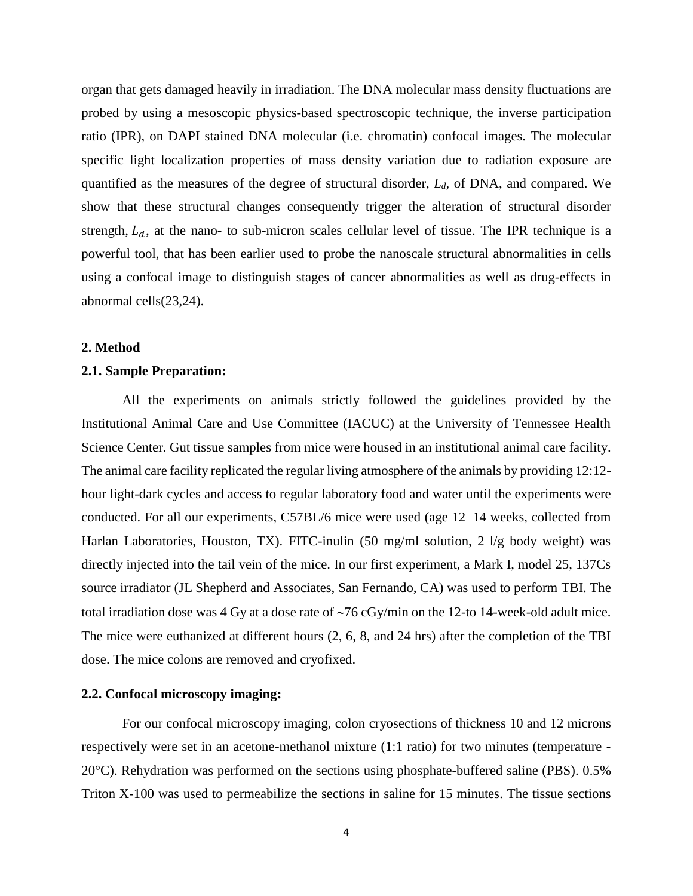organ that gets damaged heavily in irradiation. The DNA molecular mass density fluctuations are probed by using a mesoscopic physics-based spectroscopic technique, the inverse participation ratio (IPR), on DAPI stained DNA molecular (i.e. chromatin) confocal images. The molecular specific light localization properties of mass density variation due to radiation exposure are quantified as the measures of the degree of structural disorder, $L_d$, of DNA, and compared. We show that these structural changes consequently trigger the alteration of structural disorder strength, $L_d$, at the nano- to sub-micron scales cellular level of tissue. The IPR technique is a powerful tool, that has been earlier used to probe the nanoscale structural abnormalities in cells using a confocal image to distinguish stages of cancer abnormalities as well as drug-effects in abnormal cells(23,24).

## 2. Method

### 2.1. Sample Preparation:

All the experiments on animals strictly followed the guidelines provided by the Institutional Animal Care and Use Committee (IACUC) at the University of Tennessee Health Science Center. Gut tissue samples from mice were housed in an institutional animal care facility. The animal care facility replicated the regular living atmosphere of the animals by providing 12:12-hour light-dark cycles and access to regular laboratory food and water until the experiments were conducted. For all our experiments, C57BL/6 mice were used (age 12–14 weeks, collected from Harlan Laboratories, Houston, TX). FITC-inulin (50 mg/ml solution, 2 l/g body weight) was directly injected into the tail vein of the mice. In our first experiment, a Mark I, model 25, 137Cs source irradiator (JL Shepherd and Associates, San Fernando, CA) was used to perform TBI. The total irradiation dose was 4 Gy at a dose rate of ~76 cGy/min on the 12-to 14-week-old adult mice. The mice were euthanized at different hours (2, 6, 8, and 24 hrs) after the completion of the TBI dose. The mice colons are removed and cryofixed.

### 2.2. Confocal microscopy imaging:

For our confocal microscopy imaging, colon cryosections of thickness 10 and 12 microns respectively were set in an acetone-methanol mixture (1:1 ratio) for two minutes (temperature -20°C). Rehydration was performed on the sections using phosphate-buffered saline (PBS). 0.5% Triton X-100 was used to permeabilize the sections in saline for 15 minutes. The tissue sections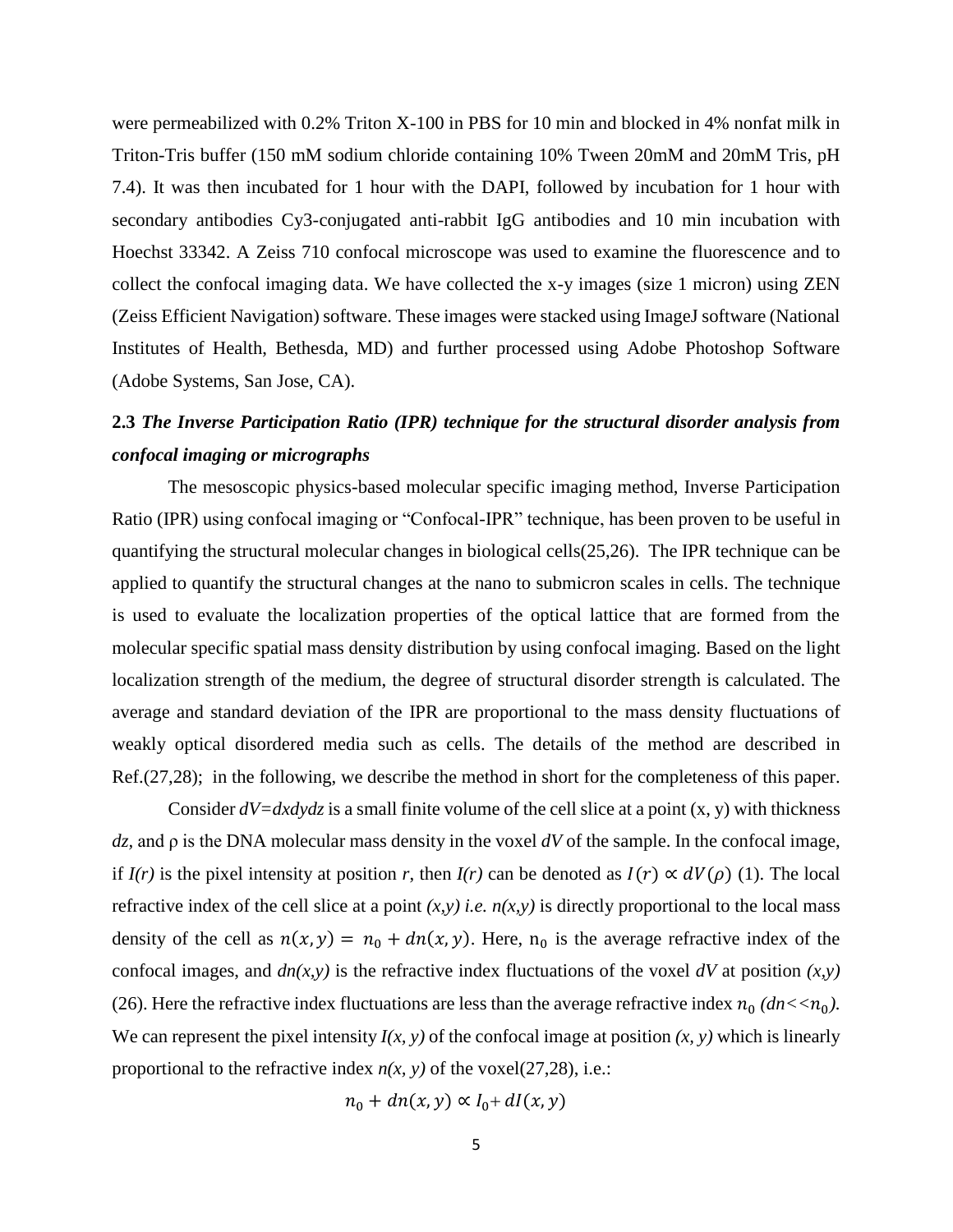were permeabilized with 0.2% Triton X-100 in PBS for 10 min and blocked in 4% nonfat milk in Triton-Tris buffer (150 mM sodium chloride containing 10% Tween 20mM and 20mM Tris, pH 7.4). It was then incubated for 1 hour with the DAPI, followed by incubation for 1 hour with secondary antibodies Cy3-conjugated anti-rabbit IgG antibodies and 10 min incubation with Hoechst 33342. A Zeiss 710 confocal microscope was used to examine the fluorescence and to collect the confocal imaging data. We have collected the x-y images (size 1 micron) using ZEN (Zeiss Efficient Navigation) software. These images were stacked using ImageJ software (National Institutes of Health, Bethesda, MD) and further processed using Adobe Photoshop Software (Adobe Systems, San Jose, CA).

### 2.3 *The Inverse Participation Ratio (IPR) technique for the structural disorder analysis from confocal imaging or micrographs*

The mesoscopic physics-based molecular specific imaging method, Inverse Participation Ratio (IPR) using confocal imaging or "Confocal-IPR" technique, has been proven to be useful in quantifying the structural molecular changes in biological cells(25,26). The IPR technique can be applied to quantify the structural changes at the nano to submicron scales in cells. The technique is used to evaluate the localization properties of the optical lattice that are formed from the molecular specific spatial mass density distribution by using confocal imaging. Based on the light localization strength of the medium, the degree of structural disorder strength is calculated. The average and standard deviation of the IPR are proportional to the mass density fluctuations of weakly optical disordered media such as cells. The details of the method are described in Ref.(27,28); in the following, we describe the method in short for the completeness of this paper.

Consider $dV=dxdydz$ is a small finite volume of the cell slice at a point (x, y) with thickness $dz$, and $\rho$ is the DNA molecular mass density in the voxel $dV$ of the sample. In the confocal image, if $I(r)$ is the pixel intensity at position $r$, then $I(r)$ can be denoted as $I(r) \propto dV(\rho)$ (1). The local refractive index of the cell slice at a point $(x,y)$ *i.e.* $n(x,y)$ is directly proportional to the local mass density of the cell as $n(x,y) = n_0 + dn(x,y)$. Here, $n_0$ is the average refractive index of the confocal images, and $dn(x,y)$ is the refractive index fluctuations of the voxel $dV$ at position $(x,y)$ (26). Here the refractive index fluctuations are less than the average refractive index $n_0$ $(dn << n_0)$. We can represent the pixel intensity $I(x, y)$ of the confocal image at position $(x, y)$ which is linearly proportional to the refractive index $n(x, y)$ of the voxel(27,28), i.e.:

$$n_0 + dn(x,y) \propto I_0 + dI(x,y)$$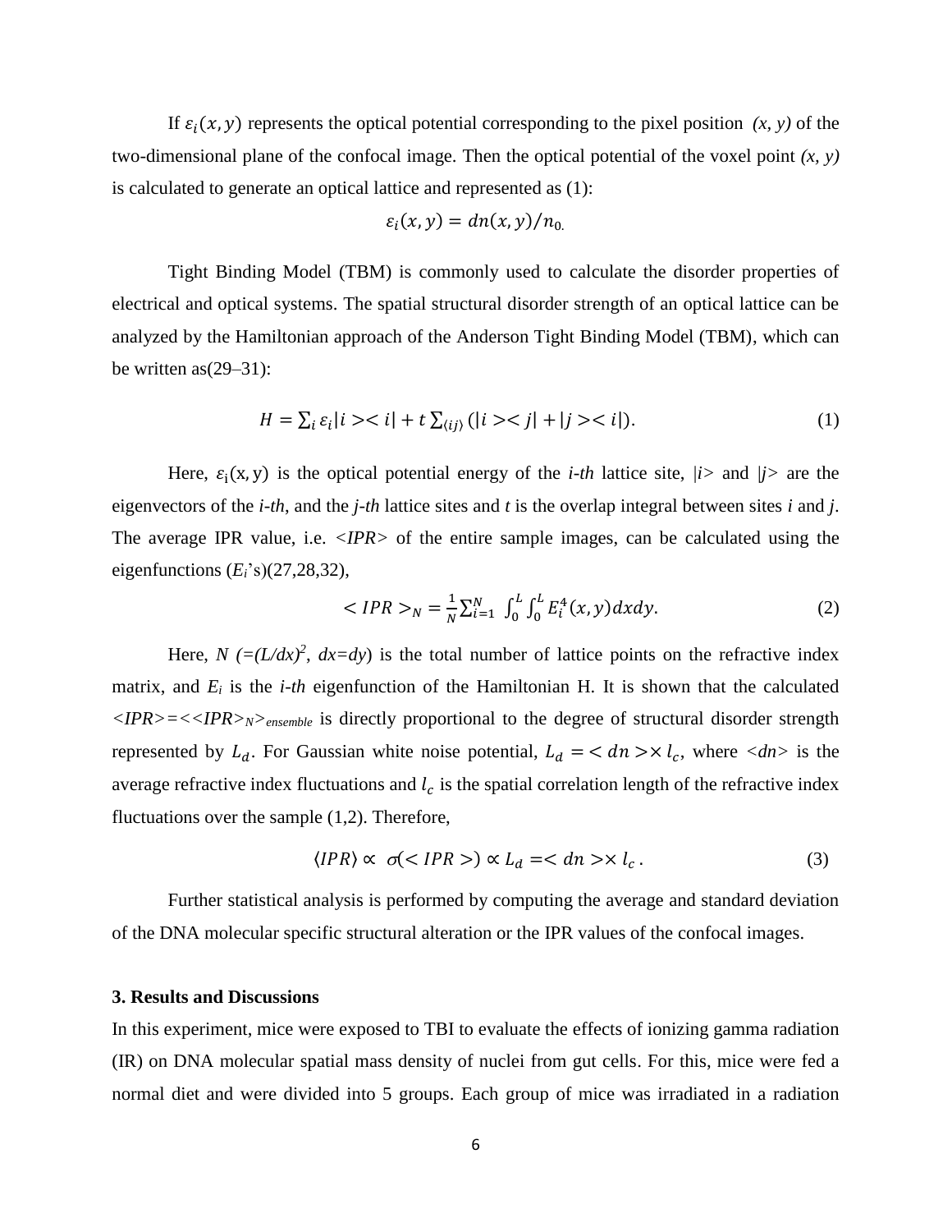If $\varepsilon_i(x, y)$ represents the optical potential corresponding to the pixel position *(x, y)* of the two-dimensional plane of the confocal image. Then the optical potential of the voxel point *(x, y)* is calculated to generate an optical lattice and represented as (1):

$$\varepsilon_i(x, y) = dn(x, y)/n_{0.}$$

Tight Binding Model (TBM) is commonly used to calculate the disorder properties of electrical and optical systems. The spatial structural disorder strength of an optical lattice can be analyzed by the Hamiltonian approach of the Anderson Tight Binding Model (TBM), which can be written as(29–31):

$$H = \sum_i \varepsilon_i |i><i| + t \sum_{\langle ij \rangle} (|i><j| + |j><i|). \quad (1)$$

Here, $\varepsilon_i(x, y)$ is the optical potential energy of the *i-th* lattice site, *|i>* and *|j>* are the eigenvectors of the *i-th*, and the *j-th* lattice sites and *t* is the overlap integral between sites *i* and *j*. The average IPR value, i.e. *<IPR>* of the entire sample images, can be calculated using the eigenfunctions ($E_i$'s)(27,28,32),

$$<IPR>_N = \frac{1}{N} \sum_{i=1}^{N} \int_0^L \int_0^L E_i^4(x, y) dx dy. \quad (2)$$

Here, *N* $(=(L/dx)^2$, $dx=dy)$ is the total number of lattice points on the refractive index matrix, and $E_i$ is the *i-th* eigenfunction of the Hamiltonian H. It is shown that the calculated $<IPR>=<<IPR>_N>_{ensemble}$ is directly proportional to the degree of structural disorder strength represented by $L_d$. For Gaussian white noise potential, $L_d = <dn> \times l_c$, where *<dn>* is the average refractive index fluctuations and $l_c$ is the spatial correlation length of the refractive index fluctuations over the sample (1,2). Therefore,

$$\langle IPR \rangle \propto \sigma(<IPR>) \propto L_d = <dn> \times l_c. \quad (3)$$

Further statistical analysis is performed by computing the average and standard deviation of the DNA molecular specific structural alteration or the IPR values of the confocal images.

## 3. Results and Discussions

In this experiment, mice were exposed to TBI to evaluate the effects of ionizing gamma radiation (IR) on DNA molecular spatial mass density of nuclei from gut cells. For this, mice were fed a normal diet and were divided into 5 groups. Each group of mice was irradiated in a radiation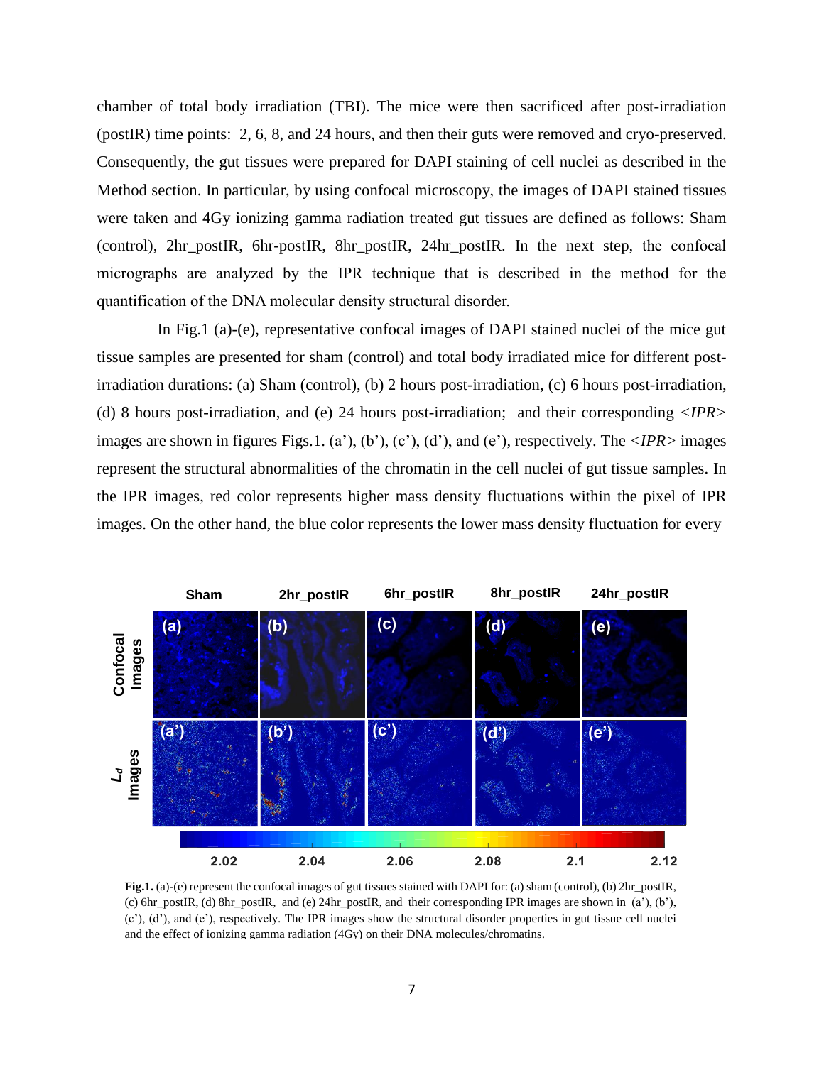chamber of total body irradiation (TBI). The mice were then sacrificed after post-irradiation (postIR) time points: 2, 6, 8, and 24 hours, and then their guts were removed and cryo-preserved. Consequently, the gut tissues were prepared for DAPI staining of cell nuclei as described in the Method section. In particular, by using confocal microscopy, the images of DAPI stained tissues were taken and 4Gy ionizing gamma radiation treated gut tissues are defined as follows: Sham (control), 2hr_postIR, 6hr-postIR, 8hr_postIR, 24hr_postIR. In the next step, the confocal micrographs are analyzed by the IPR technique that is described in the method for the quantification of the DNA molecular density structural disorder.

In Fig.1 (a)-(e), representative confocal images of DAPI stained nuclei of the mice gut tissue samples are presented for sham (control) and total body irradiated mice for different post-irradiation durations: (a) Sham (control), (b) 2 hours post-irradiation, (c) 6 hours post-irradiation, (d) 8 hours post-irradiation, and (e) 24 hours post-irradiation; and their corresponding *<IPR>* images are shown in figures Figs.1. (a'), (b'), (c'), (d'), and (e'), respectively. The *<IPR>* images represent the structural abnormalities of the chromatin in the cell nuclei of gut tissue samples. In the IPR images, red color represents higher mass density fluctuations within the pixel of IPR images. On the other hand, the blue color represents the lower mass density fluctuation for every

**Fig.1.** (a)-(e) represent the confocal images of gut tissues stained with DAPI for: (a) sham (control), (b) 2hr_postIR, (c) 6hr_postIR, (d) 8hr_postIR, and (e) 24hr_postIR, and their corresponding IPR images are shown in (a'), (b'), (c'), (d'), and (e'), respectively. The IPR images show the structural disorder properties in gut tissue cell nuclei and the effect of ionizing gamma radiation (4Gy) on their DNA molecules/chromatins.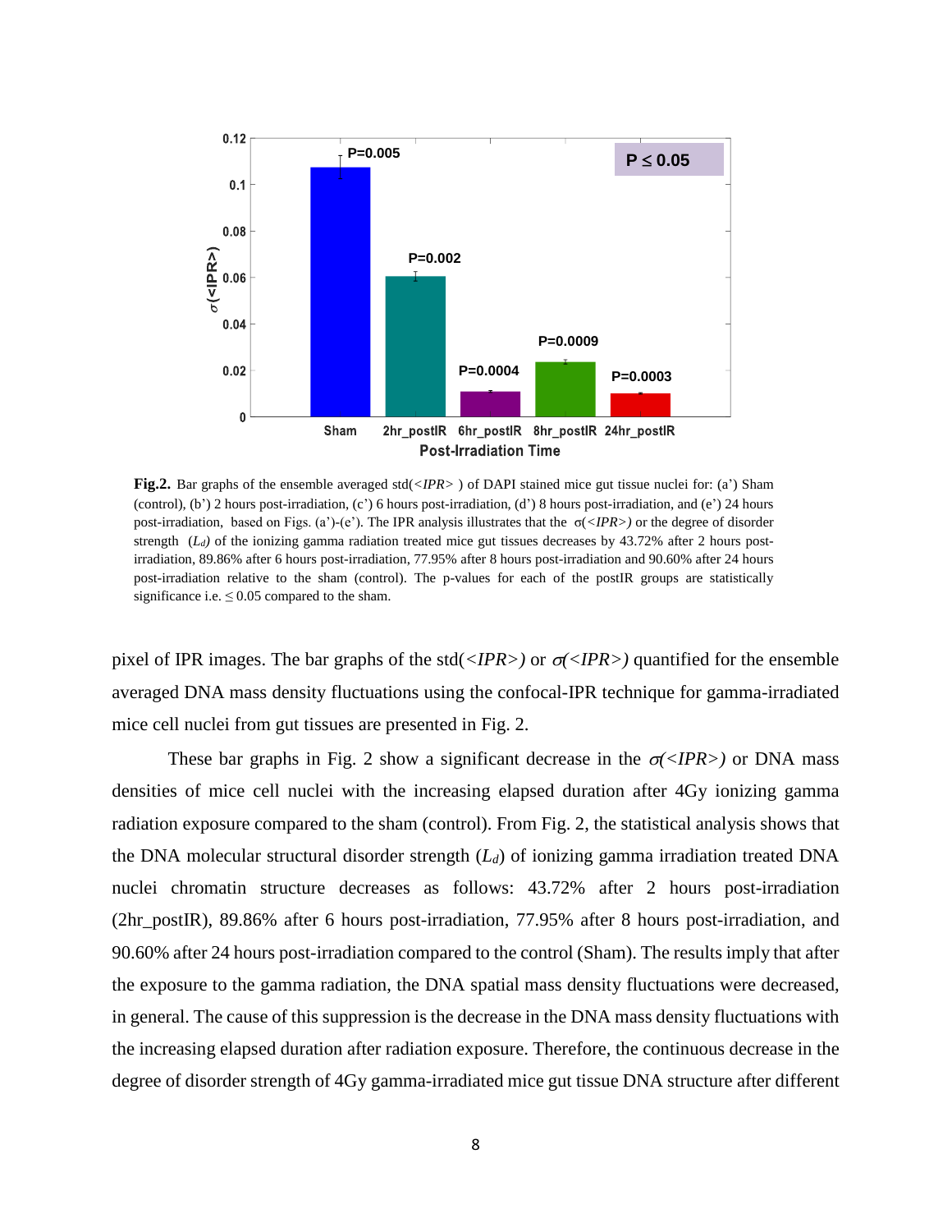**Fig.2.** Bar graphs of the ensemble averaged std(*<IPR>* ) of DAPI stained mice gut tissue nuclei for: (a') Sham (control), (b') 2 hours post-irradiation, (c') 6 hours post-irradiation, (d') 8 hours post-irradiation, and (e') 24 hours post-irradiation, based on Figs. (a')-(e'). The IPR analysis illustrates that the $\sigma(<IPR>)$ or the degree of disorder strength ($L_d$) of the ionizing gamma radiation treated mice gut tissues decreases by 43.72% after 2 hours post-irradiation, 89.86% after 6 hours post-irradiation, 77.95% after 8 hours post-irradiation and 90.60% after 24 hours post-irradiation relative to the sham (control). The p-values for each of the postIR groups are statistically significance i.e. $\leq 0.05$ compared to the sham.

pixel of IPR images. The bar graphs of the std(*<IPR>*) or $\sigma(<IPR>)$ quantified for the ensemble averaged DNA mass density fluctuations using the confocal-IPR technique for gamma-irradiated mice cell nuclei from gut tissues are presented in Fig. 2.

These bar graphs in Fig. 2 show a significant decrease in the $\sigma(<IPR>)$ or DNA mass densities of mice cell nuclei with the increasing elapsed duration after 4Gy ionizing gamma radiation exposure compared to the sham (control). From Fig. 2, the statistical analysis shows that the DNA molecular structural disorder strength ($L_d$) of ionizing gamma irradiation treated DNA nuclei chromatin structure decreases as follows: 43.72% after 2 hours post-irradiation (2hr_postIR), 89.86% after 6 hours post-irradiation, 77.95% after 8 hours post-irradiation, and 90.60% after 24 hours post-irradiation compared to the control (Sham). The results imply that after the exposure to the gamma radiation, the DNA spatial mass density fluctuations were decreased, in general. The cause of this suppression is the decrease in the DNA mass density fluctuations with the increasing elapsed duration after radiation exposure. Therefore, the continuous decrease in the degree of disorder strength of 4Gy gamma-irradiated mice gut tissue DNA structure after different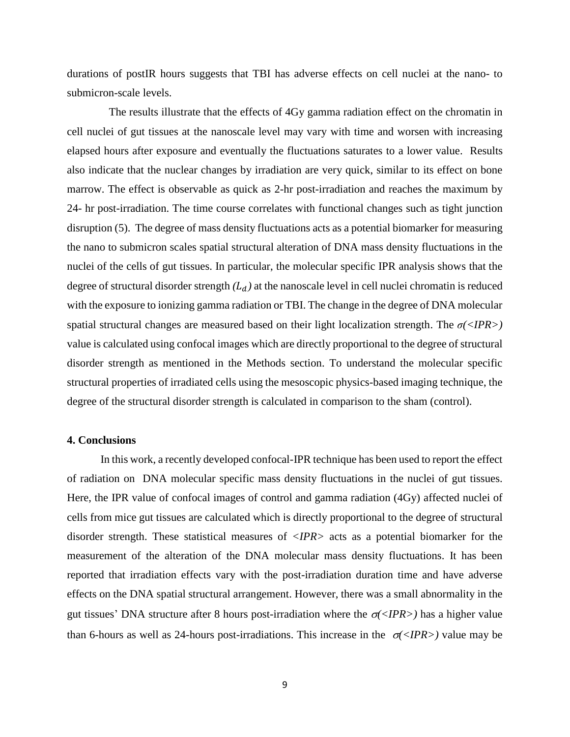durations of postIR hours suggests that TBI has adverse effects on cell nuclei at the nano- to submicron-scale levels.

The results illustrate that the effects of 4Gy gamma radiation effect on the chromatin in cell nuclei of gut tissues at the nanoscale level may vary with time and worsen with increasing elapsed hours after exposure and eventually the fluctuations saturates to a lower value. Results also indicate that the nuclear changes by irradiation are very quick, similar to its effect on bone marrow. The effect is observable as quick as 2-hr post-irradiation and reaches the maximum by 24- hr post-irradiation. The time course correlates with functional changes such as tight junction disruption (5). The degree of mass density fluctuations acts as a potential biomarker for measuring the nano to submicron scales spatial structural alteration of DNA mass density fluctuations in the nuclei of the cells of gut tissues. In particular, the molecular specific IPR analysis shows that the degree of structural disorder strength *($L_d$)* at the nanoscale level in cell nuclei chromatin is reduced with the exposure to ionizing gamma radiation or TBI. The change in the degree of DNA molecular spatial structural changes are measured based on their light localization strength. The $\sigma(<IPR>)$ value is calculated using confocal images which are directly proportional to the degree of structural disorder strength as mentioned in the Methods section. To understand the molecular specific structural properties of irradiated cells using the mesoscopic physics-based imaging technique, the degree of the structural disorder strength is calculated in comparison to the sham (control).

## 4. Conclusions

In this work, a recently developed confocal-IPR technique has been used to report the effect of radiation on DNA molecular specific mass density fluctuations in the nuclei of gut tissues. Here, the IPR value of confocal images of control and gamma radiation (4Gy) affected nuclei of cells from mice gut tissues are calculated which is directly proportional to the degree of structural disorder strength. These statistical measures of $<IPR>$ acts as a potential biomarker for the measurement of the alteration of the DNA molecular mass density fluctuations. It has been reported that irradiation effects vary with the post-irradiation duration time and have adverse effects on the DNA spatial structural arrangement. However, there was a small abnormality in the gut tissues' DNA structure after 8 hours post-irradiation where the $\sigma(<IPR>)$ has a higher value than 6-hours as well as 24-hours post-irradiations. This increase in the $\sigma(<IPR>)$ value may be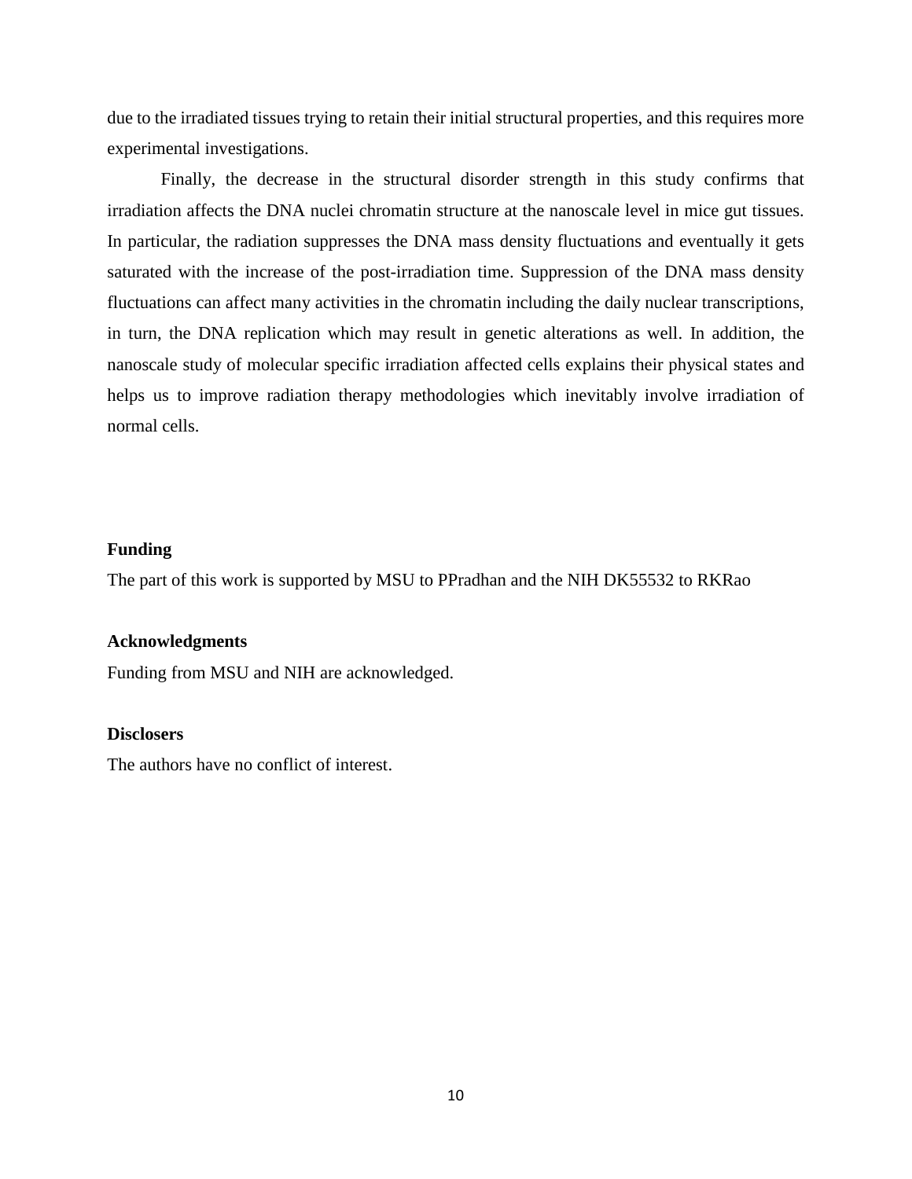due to the irradiated tissues trying to retain their initial structural properties, and this requires more experimental investigations.

Finally, the decrease in the structural disorder strength in this study confirms that irradiation affects the DNA nuclei chromatin structure at the nanoscale level in mice gut tissues. In particular, the radiation suppresses the DNA mass density fluctuations and eventually it gets saturated with the increase of the post-irradiation time. Suppression of the DNA mass density fluctuations can affect many activities in the chromatin including the daily nuclear transcriptions, in turn, the DNA replication which may result in genetic alterations as well. In addition, the nanoscale study of molecular specific irradiation affected cells explains their physical states and helps us to improve radiation therapy methodologies which inevitably involve irradiation of normal cells.

**Funding**

The part of this work is supported by MSU to PPradhan and the NIH DK55532 to RKRao

**Acknowledgments**

Funding from MSU and NIH are acknowledged.

**Disclosers**

The authors have no conflict of interest.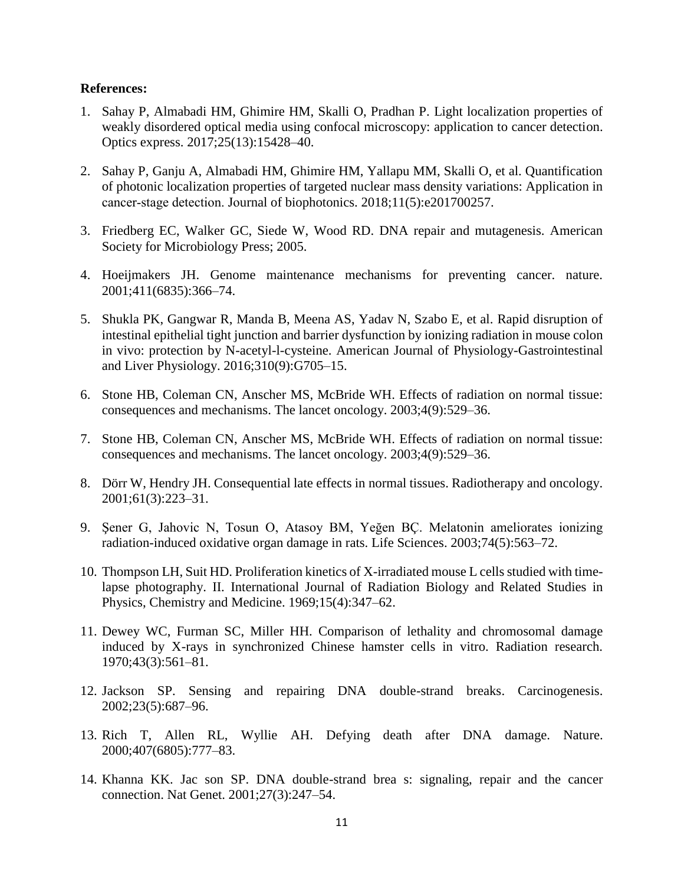**References:**

1. Sahay P, Almabadi HM, Ghimire HM, Skalli O, Pradhan P. Light localization properties of weakly disordered optical media using confocal microscopy: application to cancer detection. Optics express. 2017;25(13):15428–40.

2. Sahay P, Ganju A, Almabadi HM, Ghimire HM, Yallapu MM, Skalli O, et al. Quantification of photonic localization properties of targeted nuclear mass density variations: Application in cancer-stage detection. Journal of biophotonics. 2018;11(5):e201700257.

3. Friedberg EC, Walker GC, Siede W, Wood RD. DNA repair and mutagenesis. American Society for Microbiology Press; 2005.

4. Hoeijmakers JH. Genome maintenance mechanisms for preventing cancer. nature. 2001;411(6835):366–74.

5. Shukla PK, Gangwar R, Manda B, Meena AS, Yadav N, Szabo E, et al. Rapid disruption of intestinal epithelial tight junction and barrier dysfunction by ionizing radiation in mouse colon in vivo: protection by N-acetyl-l-cysteine. American Journal of Physiology-Gastrointestinal and Liver Physiology. 2016;310(9):G705–15.

6. Stone HB, Coleman CN, Anscher MS, McBride WH. Effects of radiation on normal tissue: consequences and mechanisms. The lancet oncology. 2003;4(9):529–36.

7. Stone HB, Coleman CN, Anscher MS, McBride WH. Effects of radiation on normal tissue: consequences and mechanisms. The lancet oncology. 2003;4(9):529–36.

8. Dörr W, Hendry JH. Consequential late effects in normal tissues. Radiotherapy and oncology. 2001;61(3):223–31.

9. Şener G, Jahovic N, Tosun O, Atasoy BM, Yeğen BÇ. Melatonin ameliorates ionizing radiation-induced oxidative organ damage in rats. Life Sciences. 2003;74(5):563–72.

10. Thompson LH, Suit HD. Proliferation kinetics of X-irradiated mouse L cells studied with time-lapse photography. II. International Journal of Radiation Biology and Related Studies in Physics, Chemistry and Medicine. 1969;15(4):347–62.

11. Dewey WC, Furman SC, Miller HH. Comparison of lethality and chromosomal damage induced by X-rays in synchronized Chinese hamster cells in vitro. Radiation research. 1970;43(3):561–81.

12. Jackson SP. Sensing and repairing DNA double-strand breaks. Carcinogenesis. 2002;23(5):687–96.

13. Rich T, Allen RL, Wyllie AH. Defying death after DNA damage. Nature. 2000;407(6805):777–83.

14. Khanna KK. Jac son SP. DNA double-strand brea s: signaling, repair and the cancer connection. Nat Genet. 2001;27(3):247–54.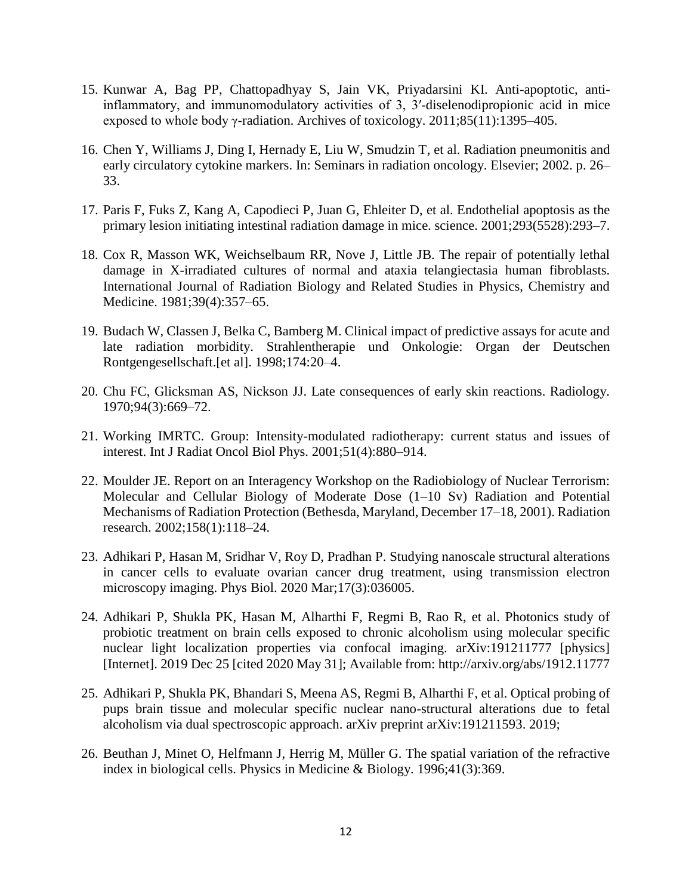15. Kunwar A, Bag PP, Chattopadhyay S, Jain VK, Priyadarsini KI. Anti-apoptotic, anti-inflammatory, and immunomodulatory activities of 3, 3′-diselenodipropionic acid in mice exposed to whole body γ-radiation. Archives of toxicology. 2011;85(11):1395–405.

16. Chen Y, Williams J, Ding I, Hernady E, Liu W, Smudzin T, et al. Radiation pneumonitis and early circulatory cytokine markers. In: Seminars in radiation oncology. Elsevier; 2002. p. 26–33.

17. Paris F, Fuks Z, Kang A, Capodieci P, Juan G, Ehleiter D, et al. Endothelial apoptosis as the primary lesion initiating intestinal radiation damage in mice. science. 2001;293(5528):293–7.

18. Cox R, Masson WK, Weichselbaum RR, Nove J, Little JB. The repair of potentially lethal damage in X-irradiated cultures of normal and ataxia telangiectasia human fibroblasts. International Journal of Radiation Biology and Related Studies in Physics, Chemistry and Medicine. 1981;39(4):357–65.

19. Budach W, Classen J, Belka C, Bamberg M. Clinical impact of predictive assays for acute and late radiation morbidity. Strahlentherapie und Onkologie: Organ der Deutschen Rontgengesellschaft.[et al]. 1998;174:20–4.

20. Chu FC, Glicksman AS, Nickson JJ. Late consequences of early skin reactions. Radiology. 1970;94(3):669–72.

21. Working IMRTC. Group: Intensity-modulated radiotherapy: current status and issues of interest. Int J Radiat Oncol Biol Phys. 2001;51(4):880–914.

22. Moulder JE. Report on an Interagency Workshop on the Radiobiology of Nuclear Terrorism: Molecular and Cellular Biology of Moderate Dose (1–10 Sv) Radiation and Potential Mechanisms of Radiation Protection (Bethesda, Maryland, December 17–18, 2001). Radiation research. 2002;158(1):118–24.

23. Adhikari P, Hasan M, Sridhar V, Roy D, Pradhan P. Studying nanoscale structural alterations in cancer cells to evaluate ovarian cancer drug treatment, using transmission electron microscopy imaging. Phys Biol. 2020 Mar;17(3):036005.

24. Adhikari P, Shukla PK, Hasan M, Alharthi F, Regmi B, Rao R, et al. Photonics study of probiotic treatment on brain cells exposed to chronic alcoholism using molecular specific nuclear light localization properties via confocal imaging. arXiv:191211777 [physics] [Internet]. 2019 Dec 25 [cited 2020 May 31]; Available from: http://arxiv.org/abs/1912.11777

25. Adhikari P, Shukla PK, Bhandari S, Meena AS, Regmi B, Alharthi F, et al. Optical probing of pups brain tissue and molecular specific nuclear nano-structural alterations due to fetal alcoholism via dual spectroscopic approach. arXiv preprint arXiv:191211593. 2019;

26. Beuthan J, Minet O, Helfmann J, Herrig M, Müller G. The spatial variation of the refractive index in biological cells. Physics in Medicine & Biology. 1996;41(3):369.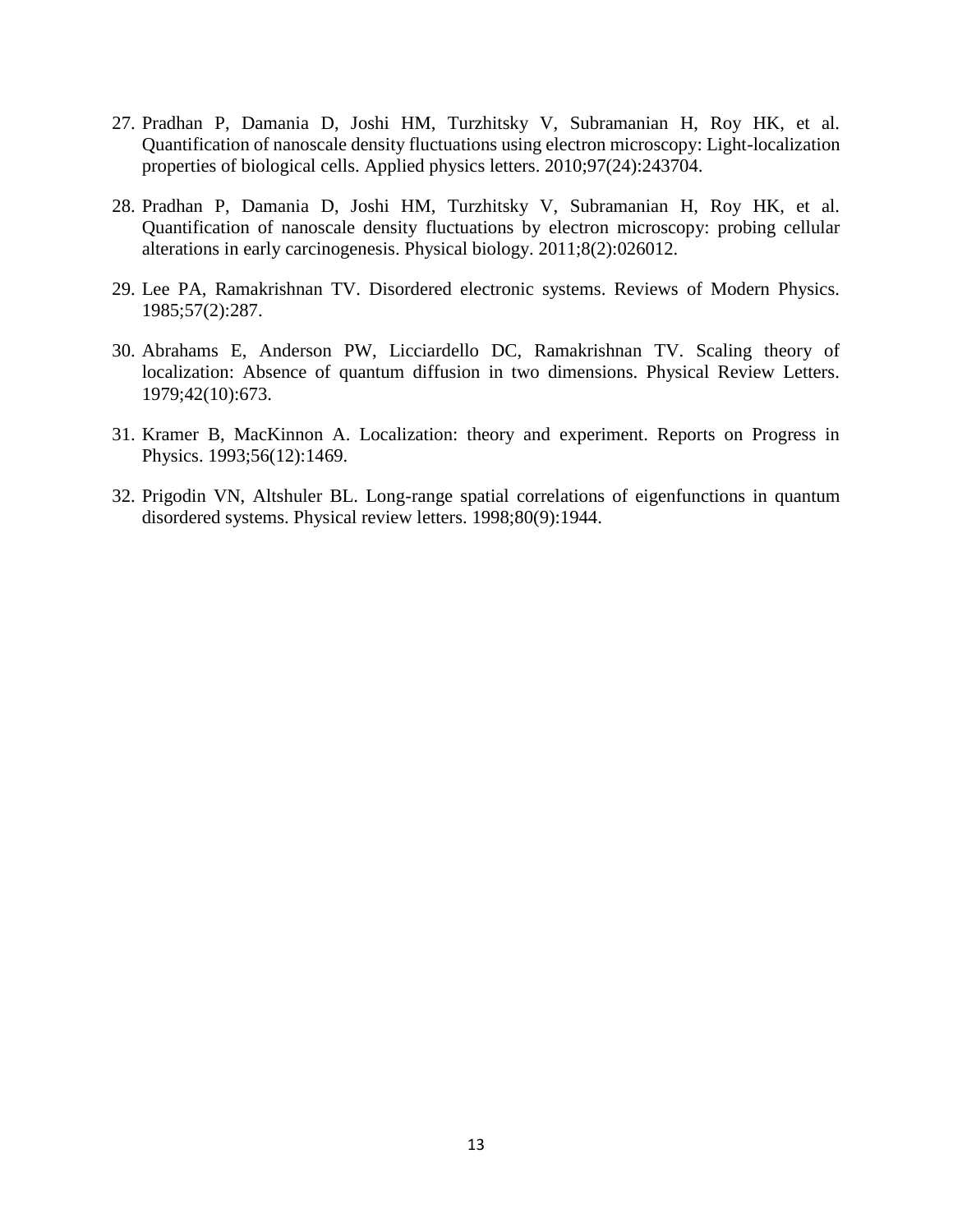27. Pradhan P, Damania D, Joshi HM, Turzhitsky V, Subramanian H, Roy HK, et al. Quantification of nanoscale density fluctuations using electron microscopy: Light-localization properties of biological cells. Applied physics letters. 2010;97(24):243704.

28. Pradhan P, Damania D, Joshi HM, Turzhitsky V, Subramanian H, Roy HK, et al. Quantification of nanoscale density fluctuations by electron microscopy: probing cellular alterations in early carcinogenesis. Physical biology. 2011;8(2):026012.

29. Lee PA, Ramakrishnan TV. Disordered electronic systems. Reviews of Modern Physics. 1985;57(2):287.

30. Abrahams E, Anderson PW, Licciardello DC, Ramakrishnan TV. Scaling theory of localization: Absence of quantum diffusion in two dimensions. Physical Review Letters. 1979;42(10):673.

31. Kramer B, MacKinnon A. Localization: theory and experiment. Reports on Progress in Physics. 1993;56(12):1469.

32. Prigodin VN, Altshuler BL. Long-range spatial correlations of eigenfunctions in quantum disordered systems. Physical review letters. 1998;80(9):1944.